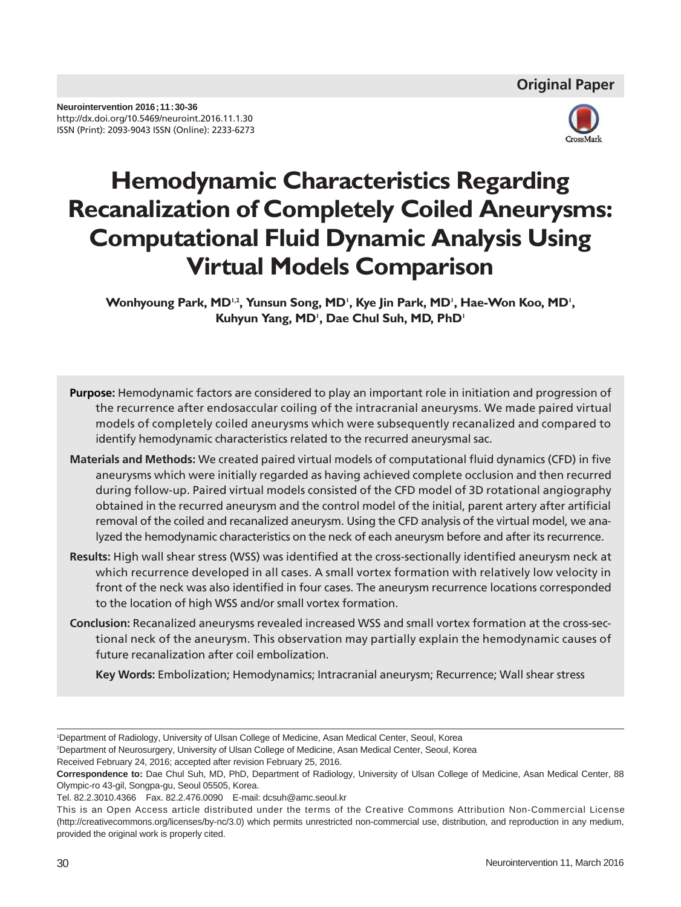Original Paper

Neurointervention 2016;11:30-36
http://dx.doi.org/10.5469/neuroint.2016.11.1.30
ISSN (Print): 2093-9043 ISSN (Online): 2233-6273

# Hemodynamic Characteristics Regarding Recanalization of Completely Coiled Aneurysms: Computational Fluid Dynamic Analysis Using Virtual Models Comparison

**Wonhyoung Park, MD[1,2], Yunsun Song, MD[1], Kye Jin Park, MD[1], Hae-Won Koo, MD[1], Kuhyun Yang, MD[1], Dae Chul Suh, MD, PhD[1]**

**Purpose:** Hemodynamic factors are considered to play an important role in initiation and progression of the recurrence after endosaccular coiling of the intracranial aneurysms. We made paired virtual models of completely coiled aneurysms which were subsequently recanalized and compared to identify hemodynamic characteristics related to the recurred aneurysmal sac.

**Materials and Methods:** We created paired virtual models of computational fluid dynamics (CFD) in five aneurysms which were initially regarded as having achieved complete occlusion and then recurred during follow-up. Paired virtual models consisted of the CFD model of 3D rotational angiography obtained in the recurred aneurysm and the control model of the initial, parent artery after artificial removal of the coiled and recanalized aneurysm. Using the CFD analysis of the virtual model, we analyzed the hemodynamic characteristics on the neck of each aneurysm before and after its recurrence.

**Results:** High wall shear stress (WSS) was identified at the cross-sectionally identified aneurysm neck at which recurrence developed in all cases. A small vortex formation with relatively low velocity in front of the neck was also identified in four cases. The aneurysm recurrence locations corresponded to the location of high WSS and/or small vortex formation.

**Conclusion:** Recanalized aneurysms revealed increased WSS and small vortex formation at the cross-sectional neck of the aneurysm. This observation may partially explain the hemodynamic causes of future recanalization after coil embolization.

**Key Words:** Embolization; Hemodynamics; Intracranial aneurysm; Recurrence; Wall shear stress

[1]Department of Radiology, University of Ulsan College of Medicine, Asan Medical Center, Seoul, Korea
[2]Department of Neurosurgery, University of Ulsan College of Medicine, Asan Medical Center, Seoul, Korea
Received February 24, 2016; accepted after revision February 25, 2016.
**Correspondence to:** Dae Chul Suh, MD, PhD, Department of Radiology, University of Ulsan College of Medicine, Asan Medical Center, 88 Olympic-ro 43-gil, Songpa-gu, Seoul 05505, Korea.
Tel. 82.2.3010.4366 Fax. 82.2.476.0090 E-mail: dcsuh@amc.seoul.kr
This is an Open Access article distributed under the terms of the Creative Commons Attribution Non-Commercial License (http://creativecommons.org/licenses/by-nc/3.0) which permits unrestricted non-commercial use, distribution, and reproduction in any medium, provided the original work is properly cited.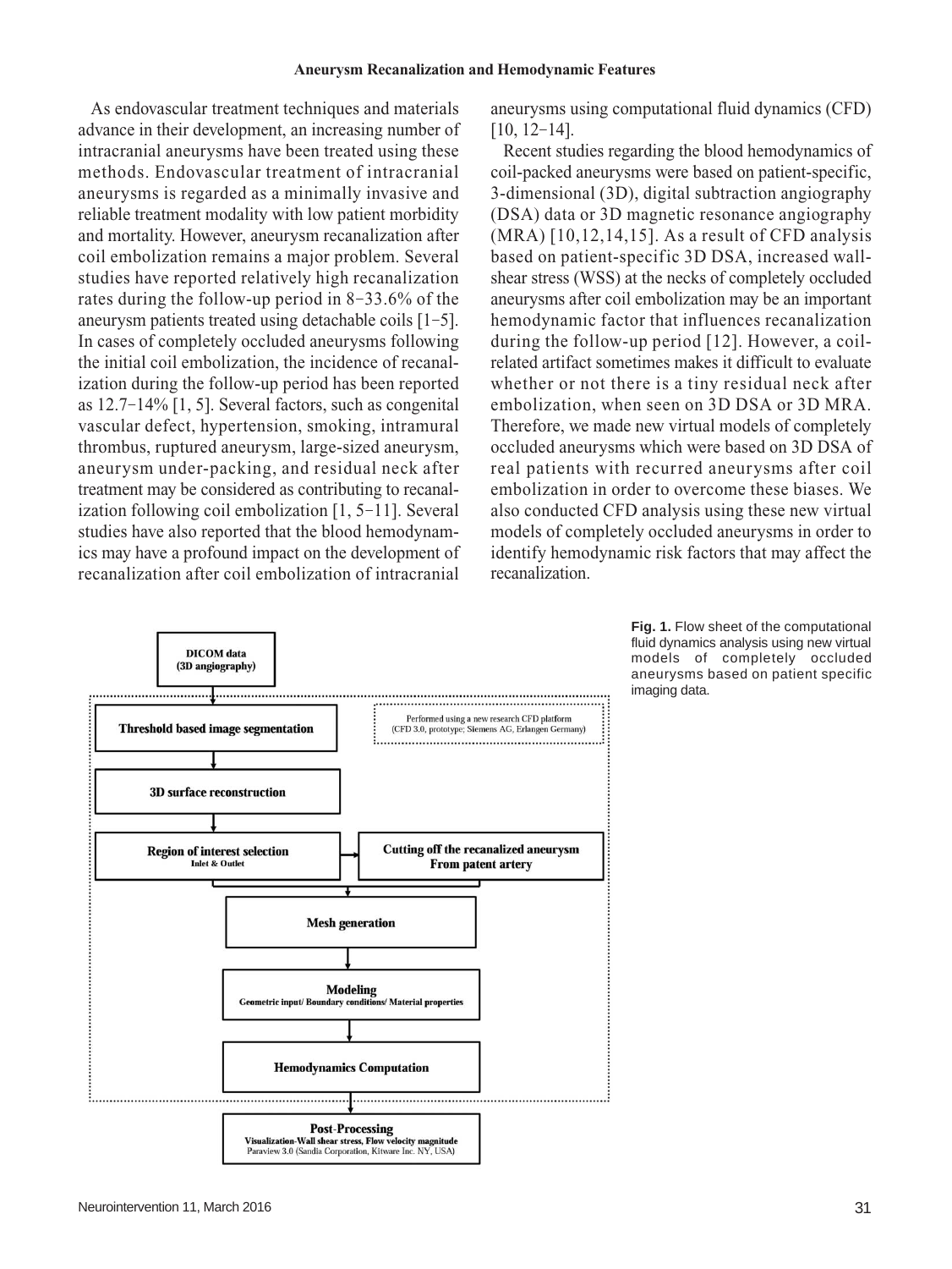As endovascular treatment techniques and materials advance in their development, an increasing number of intracranial aneurysms have been treated using these methods. Endovascular treatment of intracranial aneurysms is regarded as a minimally invasive and reliable treatment modality with low patient morbidity and mortality. However, aneurysm recanalization after coil embolization remains a major problem. Several studies have reported relatively high recanalization rates during the follow-up period in 8−33.6% of the aneurysm patients treated using detachable coils [1−5]. In cases of completely occluded aneurysms following the initial coil embolization, the incidence of recanalization during the follow-up period has been reported as 12.7−14% [1, 5]. Several factors, such as congenital vascular defect, hypertension, smoking, intramural thrombus, ruptured aneurysm, large-sized aneurysm, aneurysm under-packing, and residual neck after treatment may be considered as contributing to recanalization following coil embolization [1, 5−11]. Several studies have also reported that the blood hemodynamics may have a profound impact on the development of recanalization after coil embolization of intracranial aneurysms using computational fluid dynamics (CFD) [10, 12−14].

Recent studies regarding the blood hemodynamics of coil-packed aneurysms were based on patient-specific, 3-dimensional (3D), digital subtraction angiography (DSA) data or 3D magnetic resonance angiography (MRA) [10,12,14,15]. As a result of CFD analysis based on patient-specific 3D DSA, increased wall-shear stress (WSS) at the necks of completely occluded aneurysms after coil embolization may be an important hemodynamic factor that influences recanalization during the follow-up period [12]. However, a coil-related artifact sometimes makes it difficult to evaluate whether or not there is a tiny residual neck after embolization, when seen on 3D DSA or 3D MRA. Therefore, we made new virtual models of completely occluded aneurysms which were based on 3D DSA of real patients with recurred aneurysms after coil embolization in order to overcome these biases. We also conducted CFD analysis using these new virtual models of completely occluded aneurysms in order to identify hemodynamic risk factors that may affect the recanalization.

DICOM data (3D angiography)

Performed using a new research CFD platform (CFD 3.0, prototype; Siemens AG, Erlangen Germany)

Threshold based image segmentation

3D surface reconstruction

Region of interest selection
Inlet & Outlet

Cutting off the recanalized aneurysm From patent artery

Mesh generation

Modeling
Geometric input/ Boundary conditions/ Material properties

Hemodynamics Computation

Post-Processing
Visualization-Wall shear stress, Flow velocity magnitude
Paraview 3.0 (Sandia Corporation, Kitware Inc. NY, USA)

**Fig. 1.** Flow sheet of the computational fluid dynamics analysis using new virtual models of completely occluded aneurysms based on patient specific imaging data.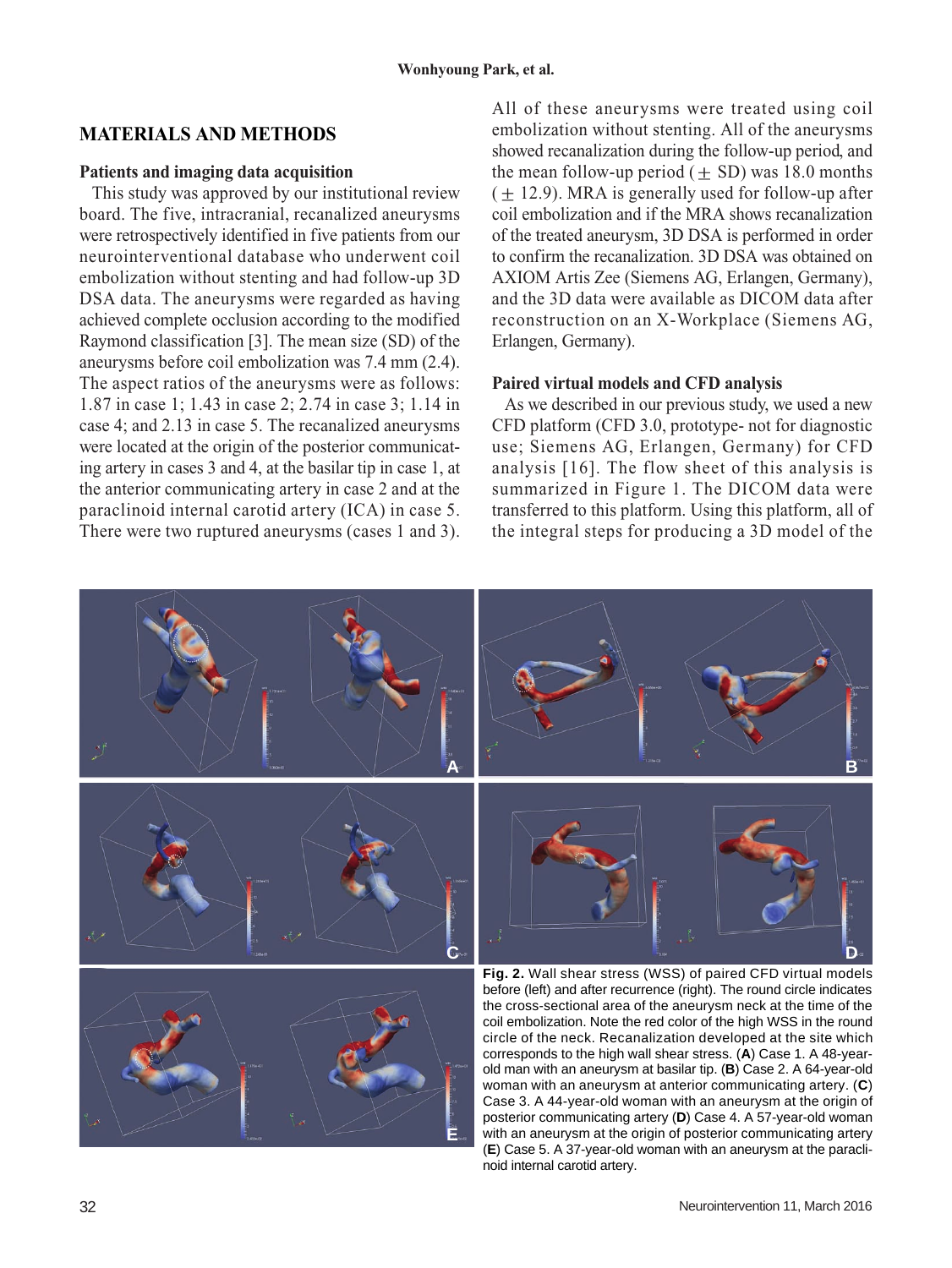## MATERIALS AND METHODS

### Patients and imaging data acquisition

This study was approved by our institutional review board. The five, intracranial, recanalized aneurysms were retrospectively identified in five patients from our neurointerventional database who underwent coil embolization without stenting and had follow-up 3D DSA data. The aneurysms were regarded as having achieved complete occlusion according to the modified Raymond classification [3]. The mean size (SD) of the aneurysms before coil embolization was 7.4 mm (2.4). The aspect ratios of the aneurysms were as follows: 1.87 in case 1; 1.43 in case 2; 2.74 in case 3; 1.14 in case 4; and 2.13 in case 5. The recanalized aneurysms were located at the origin of the posterior communicating artery in cases 3 and 4, at the basilar tip in case 1, at the anterior communicating artery in case 2 and at the paraclinoid internal carotid artery (ICA) in case 5. There were two ruptured aneurysms (cases 1 and 3). All of these aneurysms were treated using coil embolization without stenting. All of the aneurysms showed recanalization during the follow-up period, and the mean follow-up period (± SD) was 18.0 months (± 12.9). MRA is generally used for follow-up after coil embolization and if the MRA shows recanalization of the treated aneurysm, 3D DSA is performed in order to confirm the recanalization. 3D DSA was obtained on AXIOM Artis Zee (Siemens AG, Erlangen, Germany), and the 3D data were available as DICOM data after reconstruction on an X-Workplace (Siemens AG, Erlangen, Germany).

### Paired virtual models and CFD analysis

As we described in our previous study, we used a new CFD platform (CFD 3.0, prototype- not for diagnostic use; Siemens AG, Erlangen, Germany) for CFD analysis [16]. The flow sheet of this analysis is summarized in Figure 1. The DICOM data were transferred to this platform. Using this platform, all of the integral steps for producing a 3D model of the

**Fig. 2.** Wall shear stress (WSS) of paired CFD virtual models before (left) and after recurrence (right). The round circle indicates the cross-sectional area of the aneurysm neck at the time of the coil embolization. Note the red color of the high WSS in the round circle of the neck. Recanalization developed at the site which corresponds to the high wall shear stress. (**A**) Case 1. A 48-year-old man with an aneurysm at basilar tip. (**B**) Case 2. A 64-year-old woman with an aneurysm at anterior communicating artery. (**C**) Case 3. A 44-year-old woman with an aneurysm at the origin of posterior communicating artery (**D**) Case 4. A 57-year-old woman with an aneurysm at the origin of posterior communicating artery (**E**) Case 5. A 37-year-old woman with an aneurysm at the paraclinoid internal carotid artery.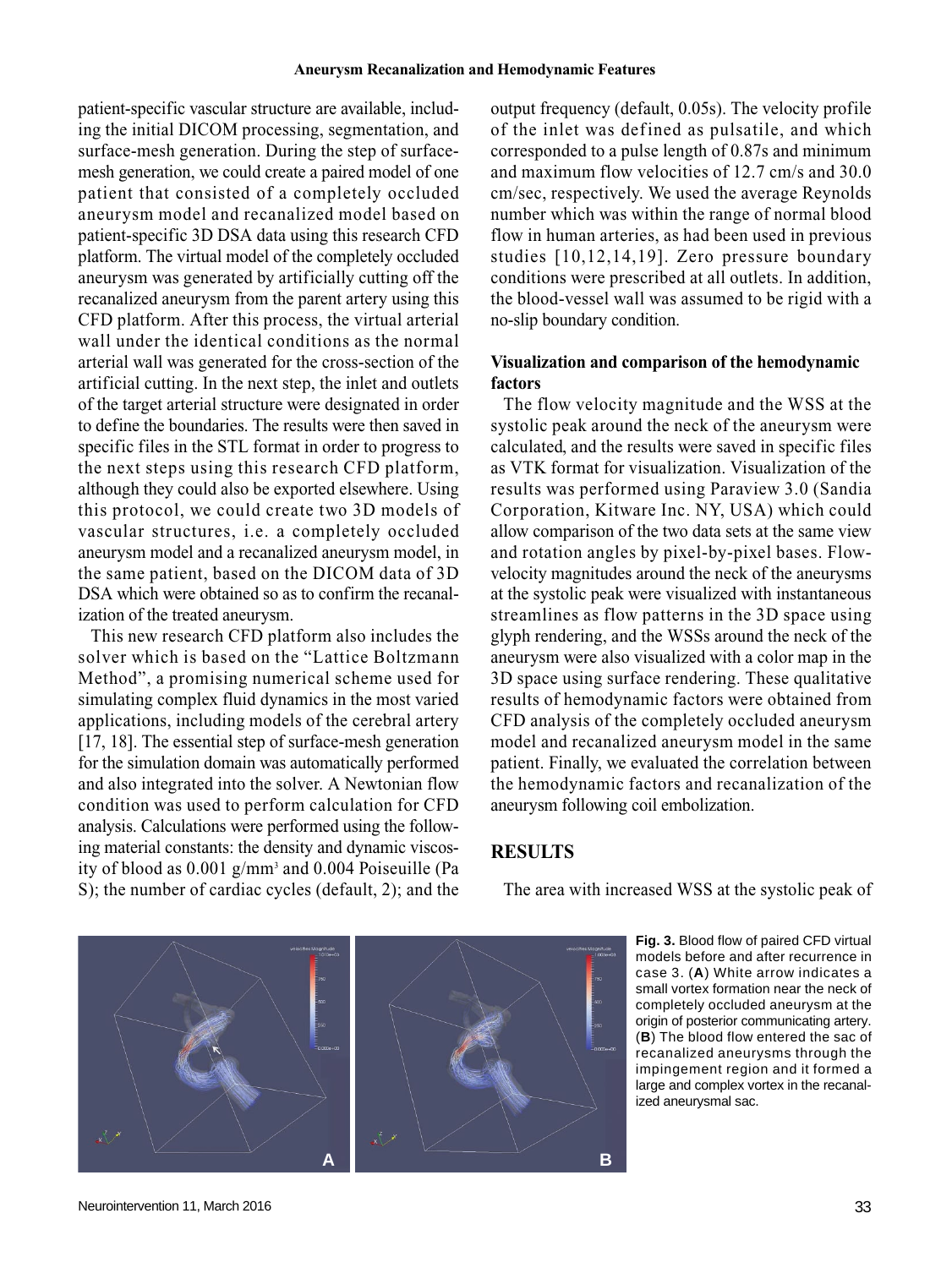patient-specific vascular structure are available, including the initial DICOM processing, segmentation, and surface-mesh generation. During the step of surface-mesh generation, we could create a paired model of one patient that consisted of a completely occluded aneurysm model and recanalized model based on patient-specific 3D DSA data using this research CFD platform. The virtual model of the completely occluded aneurysm was generated by artificially cutting off the recanalized aneurysm from the parent artery using this CFD platform. After this process, the virtual arterial wall under the identical conditions as the normal arterial wall was generated for the cross-section of the artificial cutting. In the next step, the inlet and outlets of the target arterial structure were designated in order to define the boundaries. The results were then saved in specific files in the STL format in order to progress to the next steps using this research CFD platform, although they could also be exported elsewhere. Using this protocol, we could create two 3D models of vascular structures, i.e. a completely occluded aneurysm model and a recanalized aneurysm model, in the same patient, based on the DICOM data of 3D DSA which were obtained so as to confirm the recanalization of the treated aneurysm.

This new research CFD platform also includes the solver which is based on the "Lattice Boltzmann Method", a promising numerical scheme used for simulating complex fluid dynamics in the most varied applications, including models of the cerebral artery [17, 18]. The essential step of surface-mesh generation for the simulation domain was automatically performed and also integrated into the solver. A Newtonian flow condition was used to perform calculation for CFD analysis. Calculations were performed using the following material constants: the density and dynamic viscosity of blood as 0.001 g/mm$^3$ and 0.004 Poiseuille (Pa S); the number of cardiac cycles (default, 2); and the output frequency (default, 0.05s). The velocity profile of the inlet was defined as pulsatile, and which corresponded to a pulse length of 0.87s and minimum and maximum flow velocities of 12.7 cm/s and 30.0 cm/sec, respectively. We used the average Reynolds number which was within the range of normal blood flow in human arteries, as had been used in previous studies [10,12,14,19]. Zero pressure boundary conditions were prescribed at all outlets. In addition, the blood-vessel wall was assumed to be rigid with a no-slip boundary condition.

**Visualization and comparison of the hemodynamic factors**

The flow velocity magnitude and the WSS at the systolic peak around the neck of the aneurysm were calculated, and the results were saved in specific files as VTK format for visualization. Visualization of the results was performed using Paraview 3.0 (Sandia Corporation, Kitware Inc. NY, USA) which could allow comparison of the two data sets at the same view and rotation angles by pixel-by-pixel bases. Flow-velocity magnitudes around the neck of the aneurysms at the systolic peak were visualized with instantaneous streamlines as flow patterns in the 3D space using glyph rendering, and the WSSs around the neck of the aneurysm were also visualized with a color map in the 3D space using surface rendering. These qualitative results of hemodynamic factors were obtained from CFD analysis of the completely occluded aneurysm model and recanalized aneurysm model in the same patient. Finally, we evaluated the correlation between the hemodynamic factors and recanalization of the aneurysm following coil embolization.

## RESULTS

The area with increased WSS at the systolic peak of

**Fig. 3.** Blood flow of paired CFD virtual models before and after recurrence in case 3. (**A**) White arrow indicates a small vortex formation near the neck of completely occluded aneurysm at the origin of posterior communicating artery. (**B**) The blood flow entered the sac of recanalized aneurysms through the impingement region and it formed a large and complex vortex in the recanalized aneurysmal sac.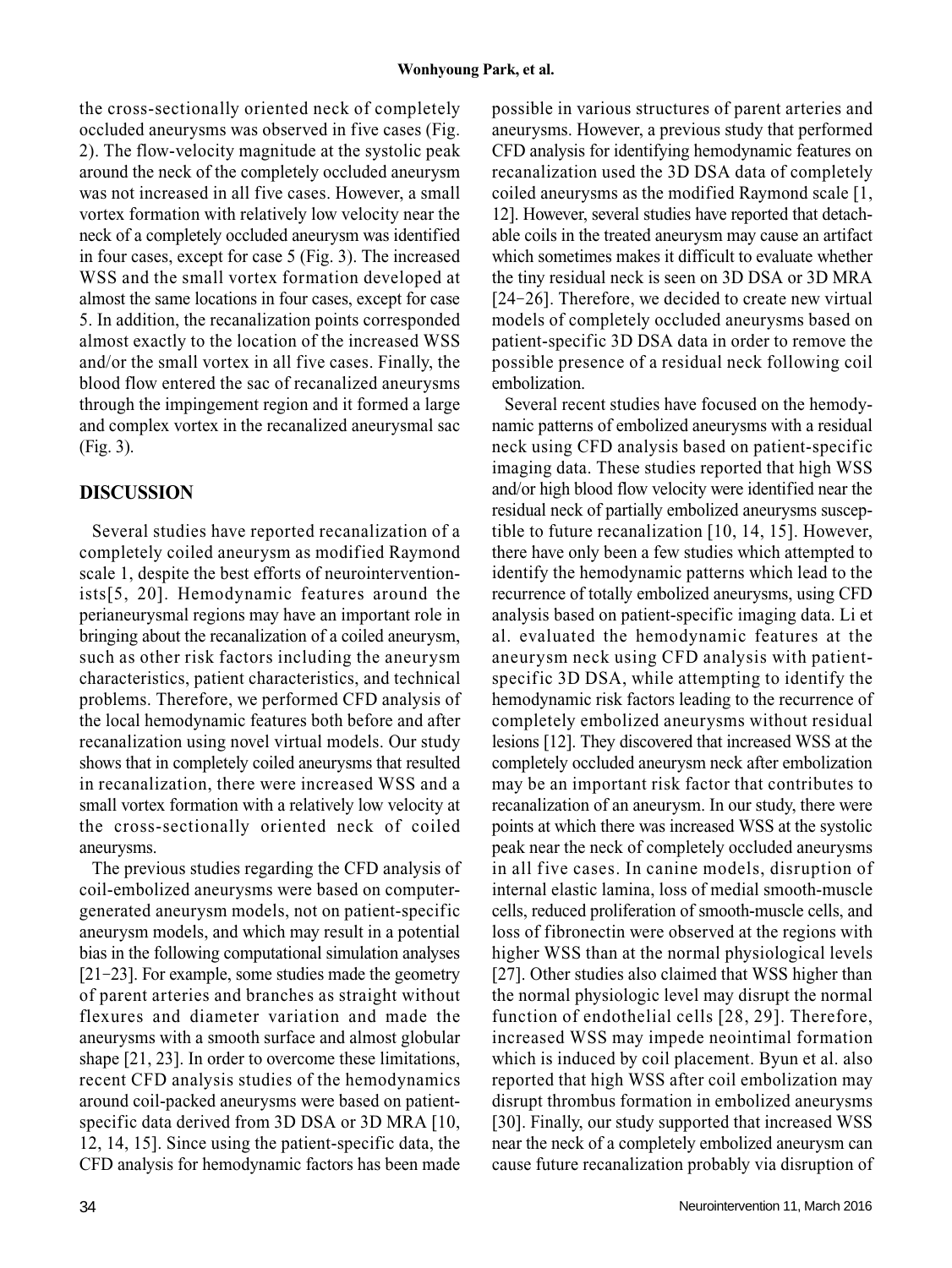the cross-sectionally oriented neck of completely occluded aneurysms was observed in five cases (Fig. 2). The flow-velocity magnitude at the systolic peak around the neck of the completely occluded aneurysm was not increased in all five cases. However, a small vortex formation with relatively low velocity near the neck of a completely occluded aneurysm was identified in four cases, except for case 5 (Fig. 3). The increased WSS and the small vortex formation developed at almost the same locations in four cases, except for case 5. In addition, the recanalization points corresponded almost exactly to the location of the increased WSS and/or the small vortex in all five cases. Finally, the blood flow entered the sac of recanalized aneurysms through the impingement region and it formed a large and complex vortex in the recanalized aneurysmal sac (Fig. 3).

## DISCUSSION

Several studies have reported recanalization of a completely coiled aneurysm as modified Raymond scale 1, despite the best efforts of neurointerventionists[5, 20]. Hemodynamic features around the perianeurysmal regions may have an important role in bringing about the recanalization of a coiled aneurysm, such as other risk factors including the aneurysm characteristics, patient characteristics, and technical problems. Therefore, we performed CFD analysis of the local hemodynamic features both before and after recanalization using novel virtual models. Our study shows that in completely coiled aneurysms that resulted in recanalization, there were increased WSS and a small vortex formation with a relatively low velocity at the cross-sectionally oriented neck of coiled aneurysms.

The previous studies regarding the CFD analysis of coil-embolized aneurysms were based on computer-generated aneurysm models, not on patient-specific aneurysm models, and which may result in a potential bias in the following computational simulation analyses [21−23]. For example, some studies made the geometry of parent arteries and branches as straight without flexures and diameter variation and made the aneurysms with a smooth surface and almost globular shape [21, 23]. In order to overcome these limitations, recent CFD analysis studies of the hemodynamics around coil-packed aneurysms were based on patient-specific data derived from 3D DSA or 3D MRA [10, 12, 14, 15]. Since using the patient-specific data, the CFD analysis for hemodynamic factors has been made possible in various structures of parent arteries and aneurysms. However, a previous study that performed CFD analysis for identifying hemodynamic features on recanalization used the 3D DSA data of completely coiled aneurysms as the modified Raymond scale [1, 12]. However, several studies have reported that detachable coils in the treated aneurysm may cause an artifact which sometimes makes it difficult to evaluate whether the tiny residual neck is seen on 3D DSA or 3D MRA [24−26]. Therefore, we decided to create new virtual models of completely occluded aneurysms based on patient-specific 3D DSA data in order to remove the possible presence of a residual neck following coil embolization.

Several recent studies have focused on the hemodynamic patterns of embolized aneurysms with a residual neck using CFD analysis based on patient-specific imaging data. These studies reported that high WSS and/or high blood flow velocity were identified near the residual neck of partially embolized aneurysms susceptible to future recanalization [10, 14, 15]. However, there have only been a few studies which attempted to identify the hemodynamic patterns which lead to the recurrence of totally embolized aneurysms, using CFD analysis based on patient-specific imaging data. Li et al. evaluated the hemodynamic features at the aneurysm neck using CFD analysis with patient-specific 3D DSA, while attempting to identify the hemodynamic risk factors leading to the recurrence of completely embolized aneurysms without residual lesions [12]. They discovered that increased WSS at the completely occluded aneurysm neck after embolization may be an important risk factor that contributes to recanalization of an aneurysm. In our study, there were points at which there was increased WSS at the systolic peak near the neck of completely occluded aneurysms in all five cases. In canine models, disruption of internal elastic lamina, loss of medial smooth-muscle cells, reduced proliferation of smooth-muscle cells, and loss of fibronectin were observed at the regions with higher WSS than at the normal physiological levels [27]. Other studies also claimed that WSS higher than the normal physiologic level may disrupt the normal function of endothelial cells [28, 29]. Therefore, increased WSS may impede neointimal formation which is induced by coil placement. Byun et al. also reported that high WSS after coil embolization may disrupt thrombus formation in embolized aneurysms [30]. Finally, our study supported that increased WSS near the neck of a completely embolized aneurysm can cause future recanalization probably via disruption of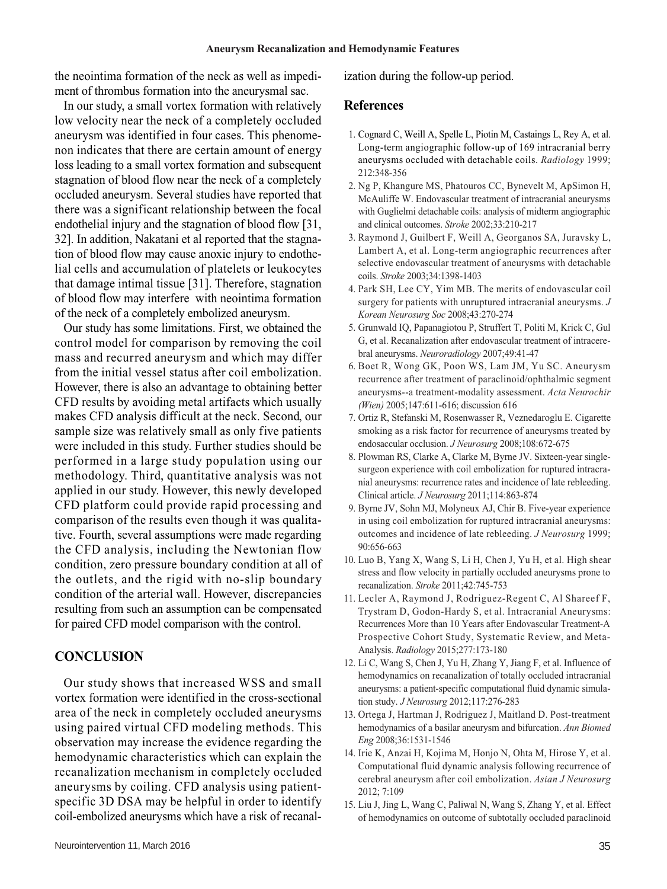the neointima formation of the neck as well as impediment of thrombus formation into the aneurysmal sac.

In our study, a small vortex formation with relatively low velocity near the neck of a completely occluded aneurysm was identified in four cases. This phenomenon indicates that there are certain amount of energy loss leading to a small vortex formation and subsequent stagnation of blood flow near the neck of a completely occluded aneurysm. Several studies have reported that there was a significant relationship between the focal endothelial injury and the stagnation of blood flow [31, 32]. In addition, Nakatani et al reported that the stagnation of blood flow may cause anoxic injury to endothelial cells and accumulation of platelets or leukocytes that damage intimal tissue [31]. Therefore, stagnation of blood flow may interfere with neointima formation of the neck of a completely embolized aneurysm.

Our study has some limitations. First, we obtained the control model for comparison by removing the coil mass and recurred aneurysm and which may differ from the initial vessel status after coil embolization. However, there is also an advantage to obtaining better CFD results by avoiding metal artifacts which usually makes CFD analysis difficult at the neck. Second, our sample size was relatively small as only five patients were included in this study. Further studies should be performed in a large study population using our methodology. Third, quantitative analysis was not applied in our study. However, this newly developed CFD platform could provide rapid processing and comparison of the results even though it was qualitative. Fourth, several assumptions were made regarding the CFD analysis, including the Newtonian flow condition, zero pressure boundary condition at all of the outlets, and the rigid with no-slip boundary condition of the arterial wall. However, discrepancies resulting from such an assumption can be compensated for paired CFD model comparison with the control.

## CONCLUSION

Our study shows that increased WSS and small vortex formation were identified in the cross-sectional area of the neck in completely occluded aneurysms using paired virtual CFD modeling methods. This observation may increase the evidence regarding the hemodynamic characteristics which can explain the recanalization mechanism in completely occluded aneurysms by coiling. CFD analysis using patient-specific 3D DSA may be helpful in order to identify coil-embolized aneurysms which have a risk of recanalization during the follow-up period.

## References

1. Cognard C, Weill A, Spelle L, Piotin M, Castaings L, Rey A, et al. Long-term angiographic follow-up of 169 intracranial berry aneurysms occluded with detachable coils. *Radiology* 1999; 212:348-356
2. Ng P, Khangure MS, Phatouros CC, Bynevelt M, ApSimon H, McAuliffe W. Endovascular treatment of intracranial aneurysms with Guglielmi detachable coils: analysis of midterm angiographic and clinical outcomes. *Stroke* 2002;33:210-217
3. Raymond J, Guilbert F, Weill A, Georganos SA, Juravsky L, Lambert A, et al. Long-term angiographic recurrences after selective endovascular treatment of aneurysms with detachable coils. *Stroke* 2003;34:1398-1403
4. Park SH, Lee CY, Yim MB. The merits of endovascular coil surgery for patients with unruptured intracranial aneurysms. *J Korean Neurosurg Soc* 2008;43:270-274
5. Grunwald IQ, Papanagiotou P, Struffert T, Politi M, Krick C, Gul G, et al. Recanalization after endovascular treatment of intracerebral aneurysms. *Neuroradiology* 2007;49:41-47
6. Boet R, Wong GK, Poon WS, Lam JM, Yu SC. Aneurysm recurrence after treatment of paraclinoid/ophthalmic segment aneurysms--a treatment-modality assessment. *Acta Neurochir (Wien)* 2005;147:611-616; discussion 616
7. Ortiz R, Stefanski M, Rosenwasser R, Veznedaroglu E. Cigarette smoking as a risk factor for recurrence of aneurysms treated by endosaccular occlusion. *J Neurosurg* 2008;108:672-675
8. Plowman RS, Clarke A, Clarke M, Byrne JV. Sixteen-year single-surgeon experience with coil embolization for ruptured intracranial aneurysms: recurrence rates and incidence of late rebleeding. Clinical article. *J Neurosurg* 2011;114:863-874
9. Byrne JV, Sohn MJ, Molyneux AJ, Chir B. Five-year experience in using coil embolization for ruptured intracranial aneurysms: outcomes and incidence of late rebleeding. *J Neurosurg* 1999; 90:656-663
10. Luo B, Yang X, Wang S, Li H, Chen J, Yu H, et al. High shear stress and flow velocity in partially occluded aneurysms prone to recanalization. *Stroke* 2011;42:745-753
11. Lecler A, Raymond J, Rodriguez-Regent C, Al Shareef F, Trystram D, Godon-Hardy S, et al. Intracranial Aneurysms: Recurrences More than 10 Years after Endovascular Treatment-A Prospective Cohort Study, Systematic Review, and Meta-Analysis. *Radiology* 2015;277:173-180
12. Li C, Wang S, Chen J, Yu H, Zhang Y, Jiang F, et al. Influence of hemodynamics on recanalization of totally occluded intracranial aneurysms: a patient-specific computational fluid dynamic simulation study. *J Neurosurg* 2012;117:276-283
13. Ortega J, Hartman J, Rodriguez J, Maitland D. Post-treatment hemodynamics of a basilar aneurysm and bifurcation. *Ann Biomed Eng* 2008;36:1531-1546
14. Irie K, Anzai H, Kojima M, Honjo N, Ohta M, Hirose Y, et al. Computational fluid dynamic analysis following recurrence of cerebral aneurysm after coil embolization. *Asian J Neurosurg* 2012; 7:109
15. Liu J, Jing L, Wang C, Paliwal N, Wang S, Zhang Y, et al. Effect of hemodynamics on outcome of subtotally occluded paraclinoid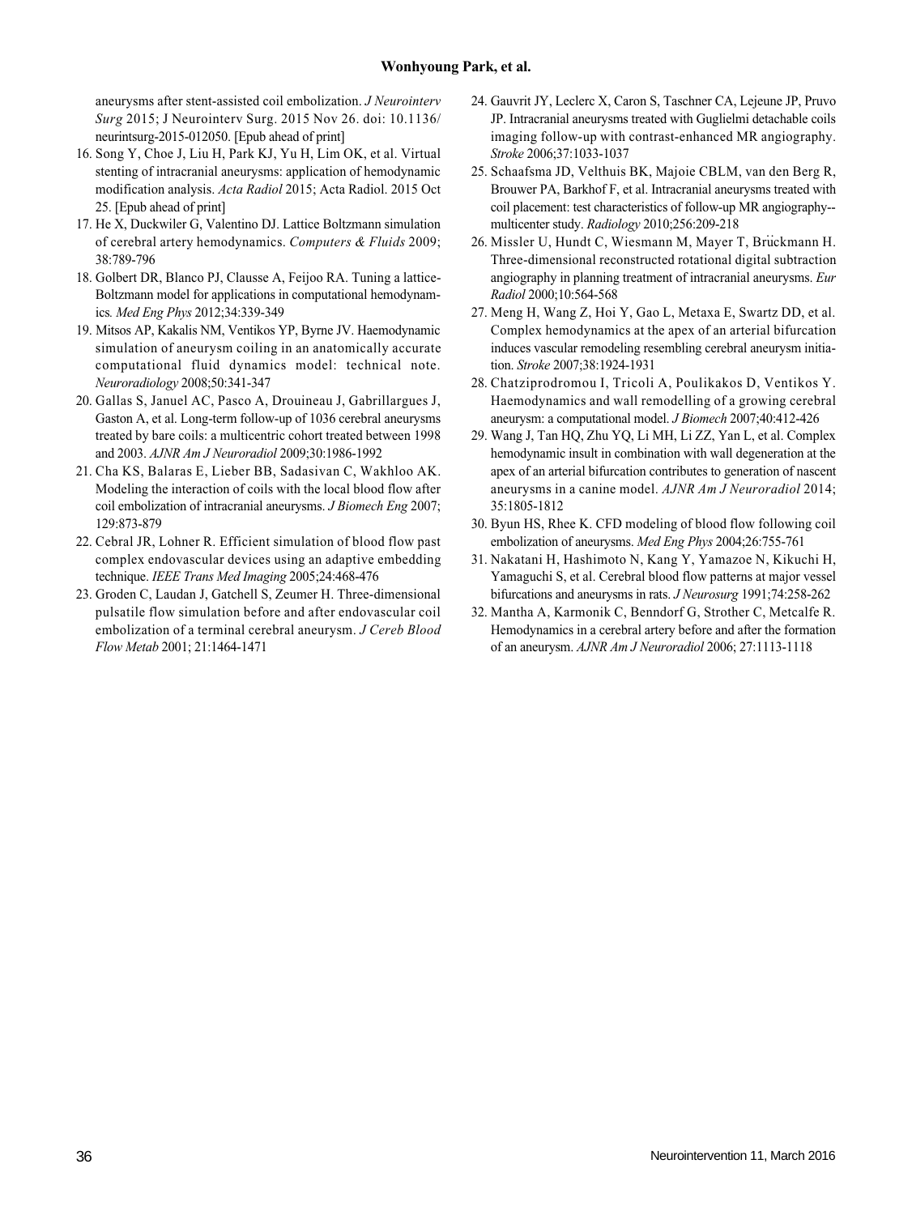aneurysms after stent-assisted coil embolization. *J Neurointerv Surg* 2015; J Neurointerv Surg. 2015 Nov 26. doi: 10.1136/neurintsurg-2015-012050. [Epub ahead of print]

16. Song Y, Choe J, Liu H, Park KJ, Yu H, Lim OK, et al. Virtual stenting of intracranial aneurysms: application of hemodynamic modification analysis. *Acta Radiol* 2015; Acta Radiol. 2015 Oct 25. [Epub ahead of print]
17. He X, Duckwiler G, Valentino DJ. Lattice Boltzmann simulation of cerebral artery hemodynamics. *Computers & Fluids* 2009; 38:789-796
18. Golbert DR, Blanco PJ, Clausse A, Feijoo RA. Tuning a lattice-Boltzmann model for applications in computational hemodynamics. *Med Eng Phys* 2012;34:339-349
19. Mitsos AP, Kakalis NM, Ventikos YP, Byrne JV. Haemodynamic simulation of aneurysm coiling in an anatomically accurate computational fluid dynamics model: technical note. *Neuroradiology* 2008;50:341-347
20. Gallas S, Januel AC, Pasco A, Drouineau J, Gabrillargues J, Gaston A, et al. Long-term follow-up of 1036 cerebral aneurysms treated by bare coils: a multicentric cohort treated between 1998 and 2003. *AJNR Am J Neuroradiol* 2009;30:1986-1992
21. Cha KS, Balaras E, Lieber BB, Sadasivan C, Wakhloo AK. Modeling the interaction of coils with the local blood flow after coil embolization of intracranial aneurysms. *J Biomech Eng* 2007; 129:873-879
22. Cebral JR, Lohner R. Efficient simulation of blood flow past complex endovascular devices using an adaptive embedding technique. *IEEE Trans Med Imaging* 2005;24:468-476
23. Groden C, Laudan J, Gatchell S, Zeumer H. Three-dimensional pulsatile flow simulation before and after endovascular coil embolization of a terminal cerebral aneurysm. *J Cereb Blood Flow Metab* 2001; 21:1464-1471
24. Gauvrit JY, Leclerc X, Caron S, Taschner CA, Lejeune JP, Pruvo JP. Intracranial aneurysms treated with Guglielmi detachable coils imaging follow-up with contrast-enhanced MR angiography. *Stroke* 2006;37:1033-1037
25. Schaafsma JD, Velthuis BK, Majoie CBLM, van den Berg R, Brouwer PA, Barkhof F, et al. Intracranial aneurysms treated with coil placement: test characteristics of follow-up MR angiography--multicenter study. *Radiology* 2010;256:209-218
26. Missler U, Hundt C, Wiesmann M, Mayer T, Brückmann H. Three-dimensional reconstructed rotational digital subtraction angiography in planning treatment of intracranial aneurysms. *Eur Radiol* 2000;10:564-568
27. Meng H, Wang Z, Hoi Y, Gao L, Metaxa E, Swartz DD, et al. Complex hemodynamics at the apex of an arterial bifurcation induces vascular remodeling resembling cerebral aneurysm initiation. *Stroke* 2007;38:1924-1931
28. Chatziprodromou I, Tricoli A, Poulikakos D, Ventikos Y. Haemodynamics and wall remodelling of a growing cerebral aneurysm: a computational model. *J Biomech* 2007;40:412-426
29. Wang J, Tan HQ, Zhu YQ, Li MH, Li ZZ, Yan L, et al. Complex hemodynamic insult in combination with wall degeneration at the apex of an arterial bifurcation contributes to generation of nascent aneurysms in a canine model. *AJNR Am J Neuroradiol* 2014; 35:1805-1812
30. Byun HS, Rhee K. CFD modeling of blood flow following coil embolization of aneurysms. *Med Eng Phys* 2004;26:755-761
31. Nakatani H, Hashimoto N, Kang Y, Yamazoe N, Kikuchi H, Yamaguchi S, et al. Cerebral blood flow patterns at major vessel bifurcations and aneurysms in rats. *J Neurosurg* 1991;74:258-262
32. Mantha A, Karmonik C, Benndorf G, Strother C, Metcalfe R. Hemodynamics in a cerebral artery before and after the formation of an aneurysm. *AJNR Am J Neuroradiol* 2006; 27:1113-1118